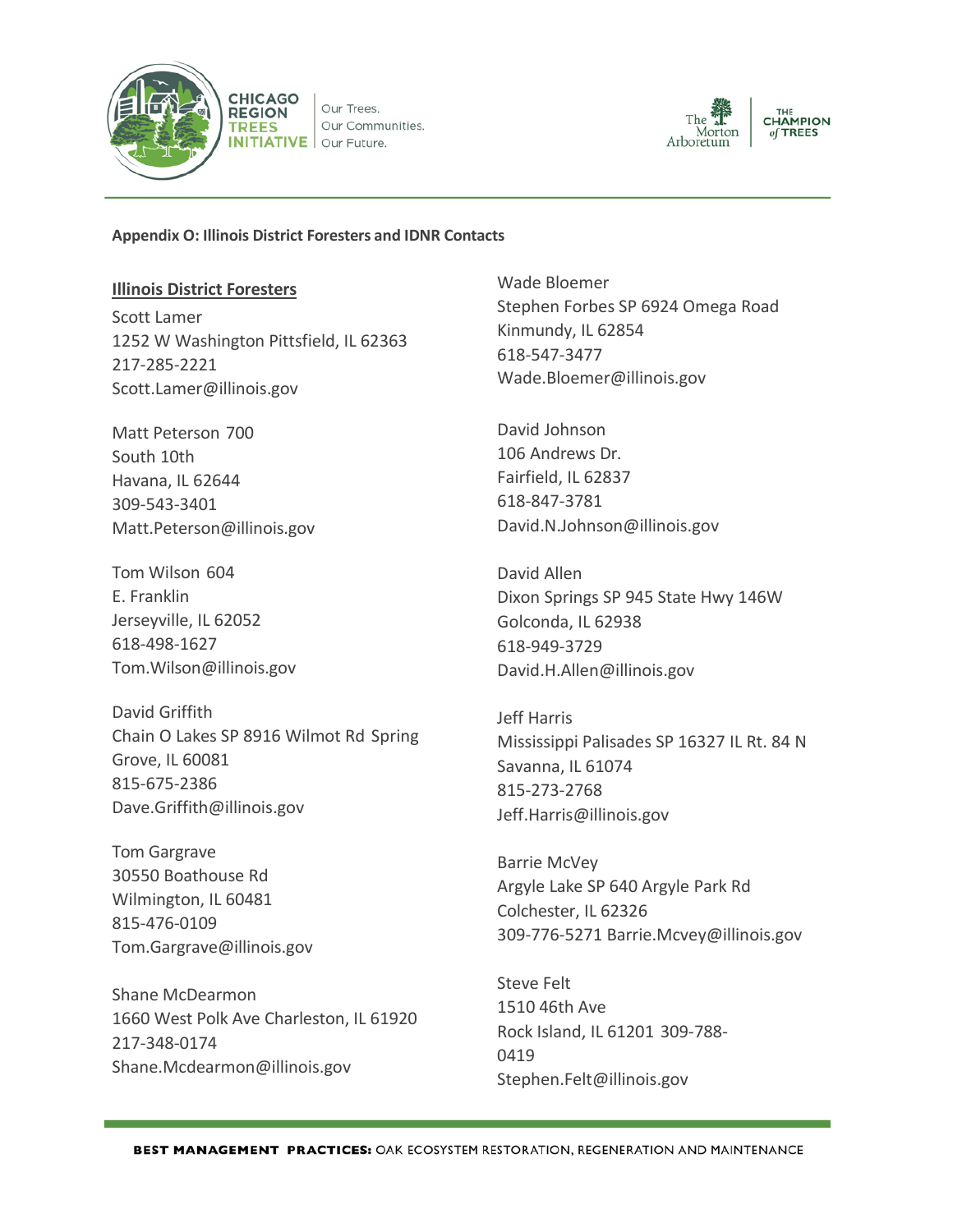**Appendix O: Illinois District Foresters and IDNR Contacts**

**Illinois District Foresters**

Scott Lamer
1252 W Washington Pittsfield, IL 62363
217-285-2221
Scott.Lamer@illinois.gov

Matt Peterson 700
South 10th
Havana, IL 62644
309-543-3401
Matt.Peterson@illinois.gov

Tom Wilson 604
E. Franklin
Jerseyville, IL 62052
618-498-1627
Tom.Wilson@illinois.gov

David Griffith
Chain O Lakes SP 8916 Wilmot Rd Spring
Grove, IL 60081
815-675-2386
Dave.Griffith@illinois.gov

Tom Gargrave
30550 Boathouse Rd
Wilmington, IL 60481
815-476-0109
Tom.Gargrave@illinois.gov

Shane McDearmon
1660 West Polk Ave Charleston, IL 61920
217-348-0174
Shane.Mcdearmon@illinois.gov

Wade Bloemer
Stephen Forbes SP 6924 Omega Road
Kinmundy, IL 62854
618-547-3477
Wade.Bloemer@illinois.gov

David Johnson
106 Andrews Dr.
Fairfield, IL 62837
618-847-3781
David.N.Johnson@illinois.gov

David Allen
Dixon Springs SP 945 State Hwy 146W
Golconda, IL 62938
618-949-3729
David.H.Allen@illinois.gov

Jeff Harris
Mississippi Palisades SP 16327 IL Rt. 84 N
Savanna, IL 61074
815-273-2768
Jeff.Harris@illinois.gov

Barrie McVey
Argyle Lake SP 640 Argyle Park Rd
Colchester, IL 62326
309-776-5271 Barrie.Mcvey@illinois.gov

Steve Felt
1510 46th Ave
Rock Island, IL 61201 309-788-
0419
Stephen.Felt@illinois.gov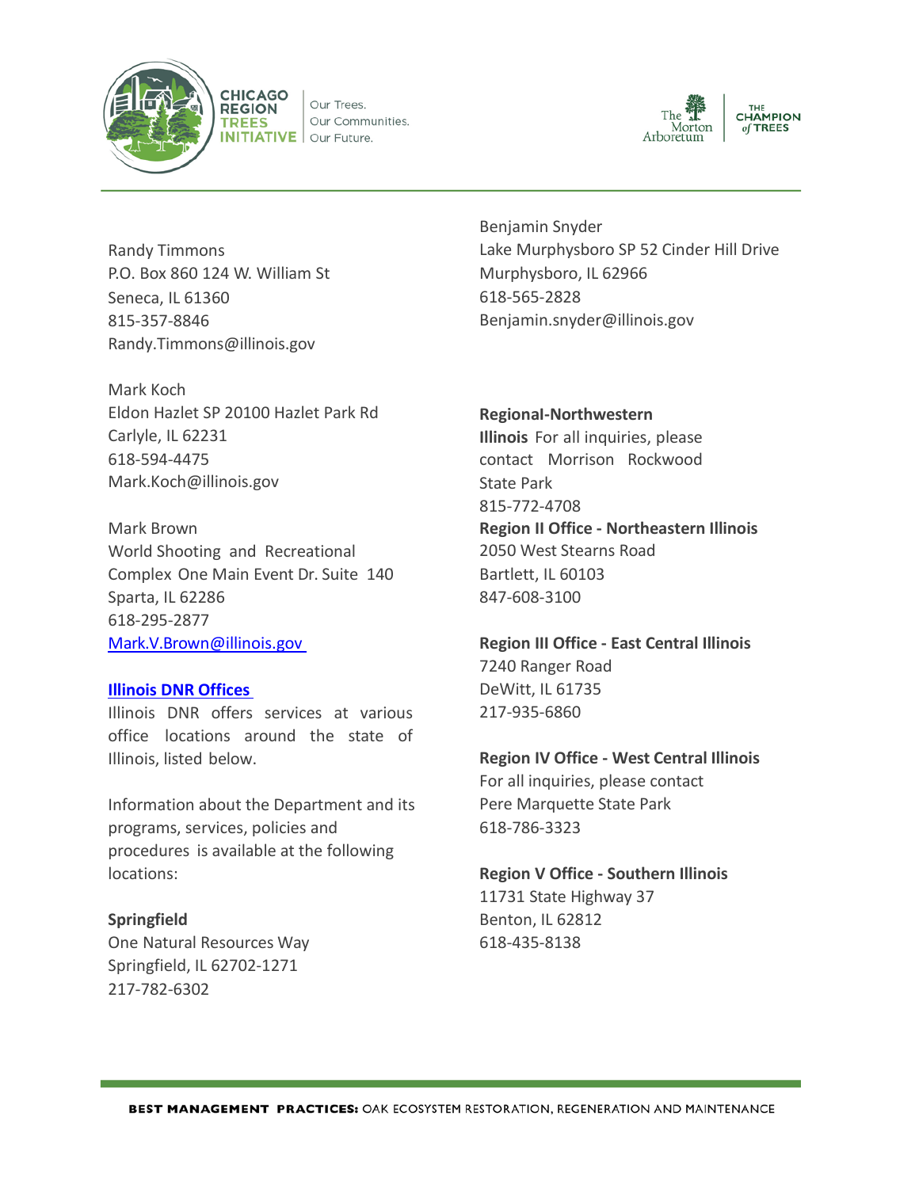Randy Timmons
P.O. Box 860 124 W. William St
Seneca, IL 61360
815-357-8846
Randy.Timmons@illinois.gov

Mark Koch
Eldon Hazlet SP 20100 Hazlet Park Rd
Carlyle, IL 62231
618-594-4475
Mark.Koch@illinois.gov

Mark Brown
World Shooting and Recreational Complex One Main Event Dr. Suite 140
Sparta, IL 62286
618-295-2877
Mark.V.Brown@illinois.gov

**Illinois DNR Offices**

Illinois DNR offers services at various office locations around the state of Illinois, listed below.

Information about the Department and its programs, services, policies and procedures is available at the following locations:

**Springfield**
One Natural Resources Way
Springfield, IL 62702-1271
217-782-6302

Benjamin Snyder
Lake Murphysboro SP 52 Cinder Hill Drive
Murphysboro, IL 62966
618-565-2828
Benjamin.snyder@illinois.gov

**Regional-Northwestern Illinois** For all inquiries, please contact Morrison Rockwood State Park
815-772-4708

**Region II Office - Northeastern Illinois**
2050 West Stearns Road
Bartlett, IL 60103
847-608-3100

**Region III Office - East Central Illinois**
7240 Ranger Road
DeWitt, IL 61735
217-935-6860

**Region IV Office - West Central Illinois**
For all inquiries, please contact
Pere Marquette State Park
618-786-3323

**Region V Office - Southern Illinois**
11731 State Highway 37
Benton, IL 62812
618-435-8138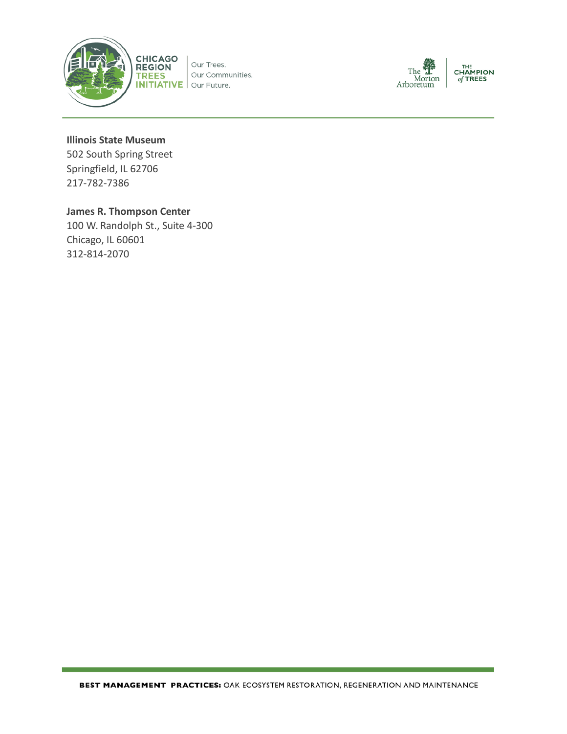**Illinois State Museum**
502 South Spring Street
Springfield, IL 62706
217-782-7386

**James R. Thompson Center**
100 W. Randolph St., Suite 4-300
Chicago, IL 60601
312-814-2070